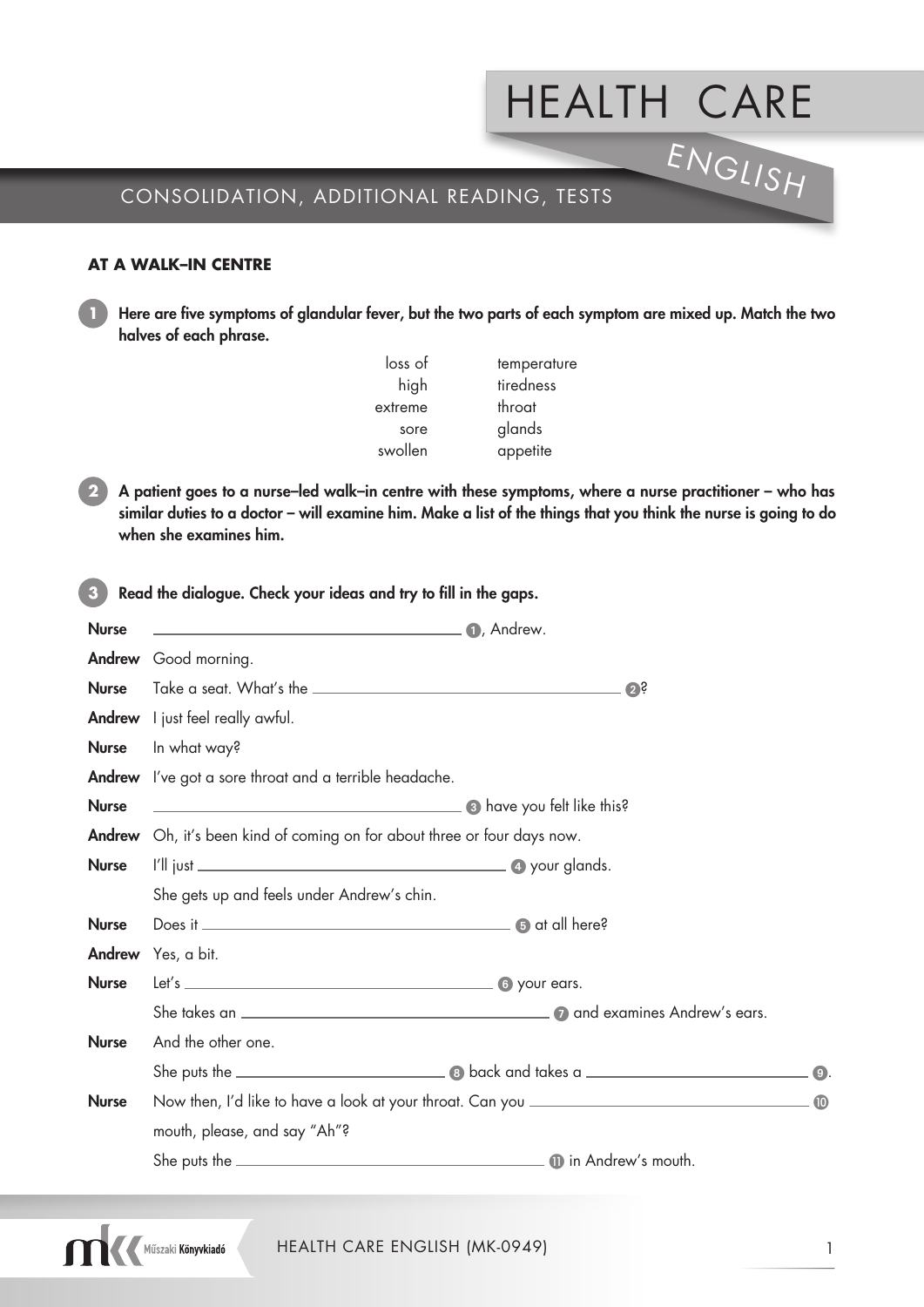# HEALTH CARE ENGLISH

## CONSOLIDATION, ADDITIONAL READING, TESTS

### AT A WALK–IN CENTRE

**1** **Here are five symptoms of glandular fever, but the two parts of each symptom are mixed up. Match the two halves of each phrase.**

| | |
|---|---|
| loss of | temperature |
| high | tiredness |
| extreme | throat |
| sore | glands |
| swollen | appetite |

**2** **A patient goes to a nurse–led walk–in centre with these symptoms, where a nurse practitioner – who has similar duties to a doctor – will examine him. Make a list of the things that you think the nurse is going to do when she examines him.**

**3** **Read the dialogue. Check your ideas and try to fill in the gaps.**

**Nurse** ______________________ (1), Andrew.

**Andrew** Good morning.

**Nurse** Take a seat. What's the ______________________ (2)?

**Andrew** I just feel really awful.

**Nurse** In what way?

**Andrew** I've got a sore throat and a terrible headache.

**Nurse** ______________________ (3) have you felt like this?

**Andrew** Oh, it's been kind of coming on for about three or four days now.

**Nurse** I'll just ______________________ (4) your glands.

She gets up and feels under Andrew's chin.

**Nurse** Does it ______________________ (5) at all here?

**Andrew** Yes, a bit.

**Nurse** Let's ______________________ (6) your ears.

She takes an ______________________ (7) and examines Andrew's ears.

**Nurse** And the other one.

She puts the ______________________ (8) back and takes a ______________________ (9).

**Nurse** Now then, I'd like to have a look at your throat. Can you ______________________ (10) mouth, please, and say "Ah"?

She puts the ______________________ (11) in Andrew's mouth.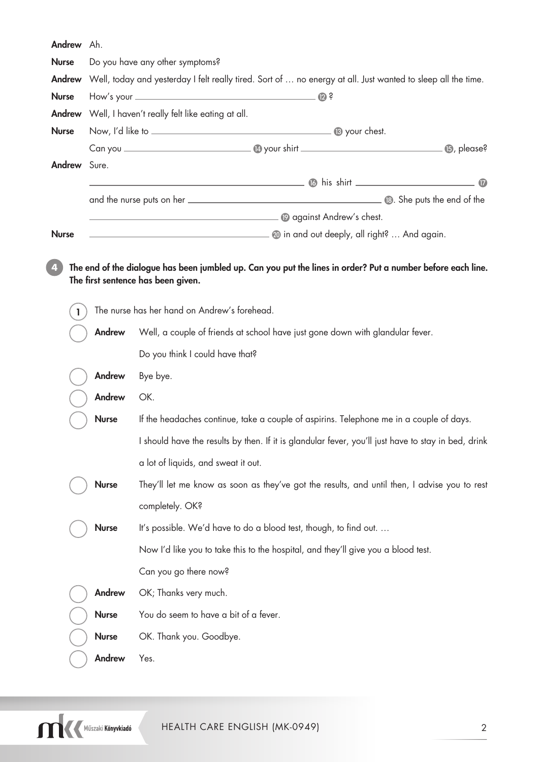**Andrew** Ah.

**Nurse** Do you have any other symptoms?

**Andrew** Well, today and yesterday I felt really tired. Sort of … no energy at all. Just wanted to sleep all the time.

**Nurse** How's your \_\_\_\_\_\_\_\_\_\_\_\_\_\_\_\_\_\_\_\_ ⑫?

**Andrew** Well, I haven't really felt like eating at all.

**Nurse** Now, I'd like to \_\_\_\_\_\_\_\_\_\_\_\_\_\_\_\_\_\_\_\_ ⑬ your chest.

Can you \_\_\_\_\_\_\_\_\_\_\_\_\_\_\_\_\_\_\_\_ ⑭ your shirt \_\_\_\_\_\_\_\_\_\_\_\_\_\_\_\_\_\_\_\_ ⑮, please?

**Andrew** Sure.

\_\_\_\_\_\_\_\_\_\_\_\_\_\_\_\_\_\_\_\_ ⑯ his shirt \_\_\_\_\_\_\_\_\_\_\_\_\_\_\_\_\_\_\_\_ ⑰

and the nurse puts on her \_\_\_\_\_\_\_\_\_\_\_\_\_\_\_\_\_\_\_\_ ⑱. She puts the end of the

\_\_\_\_\_\_\_\_\_\_\_\_\_\_\_\_\_\_\_\_ ⑲ against Andrew's chest.

**Nurse** \_\_\_\_\_\_\_\_\_\_\_\_\_\_\_\_\_\_\_\_ ⑳ in and out deeply, all right? … And again.

**4** **The end of the dialogue has been jumbled up. Can you put the lines in order? Put a number before each line. The first sentence has been given.**

(1) The nurse has her hand on Andrew's forehead.

( ) **Andrew** Well, a couple of friends at school have just gone down with glandular fever. Do you think I could have that?

( ) **Andrew** Bye bye.

( ) **Andrew** OK.

( ) **Nurse** If the headaches continue, take a couple of aspirins. Telephone me in a couple of days. I should have the results by then. If it is glandular fever, you'll just have to stay in bed, drink a lot of liquids, and sweat it out.

( ) **Nurse** They'll let me know as soon as they've got the results, and until then, I advise you to rest completely. OK?

( ) **Nurse** It's possible. We'd have to do a blood test, though, to find out. … Now I'd like you to take this to the hospital, and they'll give you a blood test. Can you go there now?

( ) **Andrew** OK; Thanks very much.

( ) **Nurse** You do seem to have a bit of a fever.

( ) **Nurse** OK. Thank you. Goodbye.

( ) **Andrew** Yes.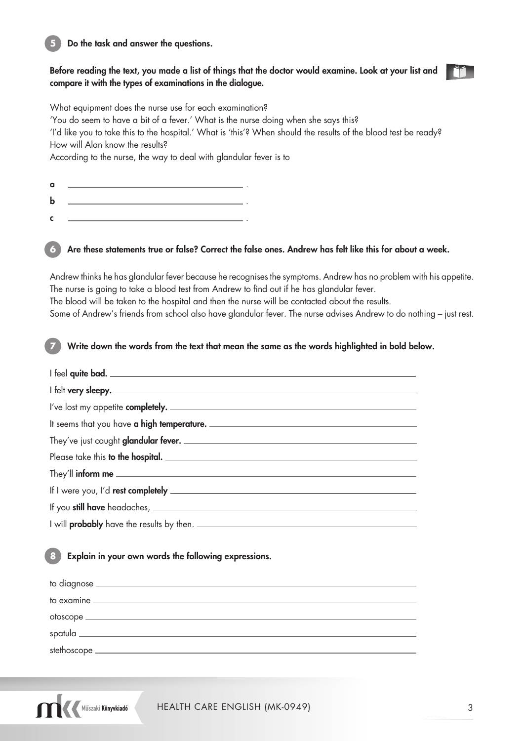**5** **Do the task and answer the questions.**

**Before reading the text, you made a list of things that the doctor would examine. Look at your list and compare it with the types of examinations in the dialogue.**

What equipment does the nurse use for each examination?
'You do seem to have a bit of a fever.' What is the nurse doing when she says this?
'I'd like you to take this to the hospital.' What is 'this'? When should the results of the blood test be ready?
How will Alan know the results?
According to the nurse, the way to deal with glandular fever is to

a ________________________________ .
b ________________________________ .
c ________________________________ .

**6** **Are these statements true or false? Correct the false ones. Andrew has felt like this for about a week.**

Andrew thinks he has glandular fever because he recognises the symptoms. Andrew has no problem with his appetite.
The nurse is going to take a blood test from Andrew to find out if he has glandular fever.
The blood will be taken to the hospital and then the nurse will be contacted about the results.
Some of Andrew's friends from school also have glandular fever. The nurse advises Andrew to do nothing – just rest.

**7** **Write down the words from the text that mean the same as the words highlighted in bold below.**

I feel **quite bad.** ________________________________
I felt **very sleepy.** ________________________________
I've lost my appetite **completely.** ________________________________
It seems that you have **a high temperature.** ________________________________
They've just caught **glandular fever.** ________________________________
Please take this **to the hospital.** ________________________________
They'll **inform me** ________________________________
If I were you, I'd **rest completely** ________________________________
If you **still have** headaches, ________________________________
I will **probably** have the results by then. ________________________________

**8** **Explain in your own words the following expressions.**

to diagnose ________________________________
to examine ________________________________
otoscope ________________________________
spatula ________________________________
stethoscope ________________________________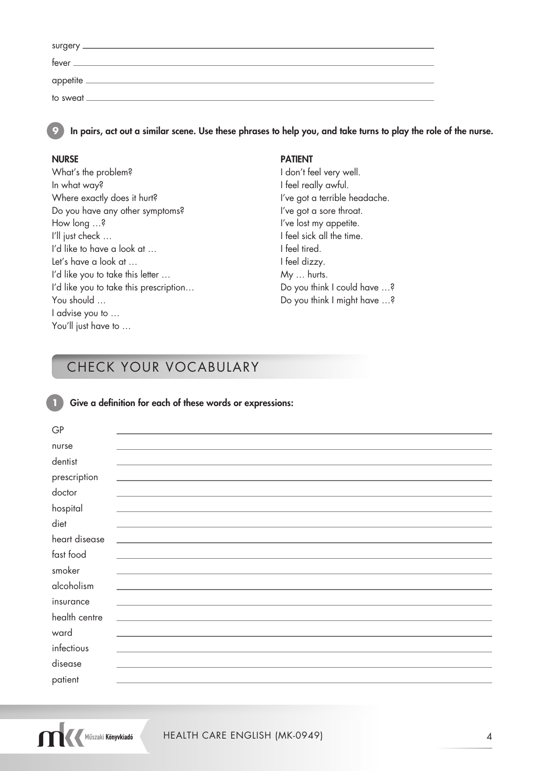surgery ______________________________________________

fever ______________________________________________

appetite ______________________________________________

to sweat ______________________________________________

**9** **In pairs, act out a similar scene. Use these phrases to help you, and take turns to play the role of the nurse.**

**NURSE**

What's the problem?
In what way?
Where exactly does it hurt?
Do you have any other symptoms?
How long …?
I'll just check …
I'd like to have a look at …
Let's have a look at …
I'd like you to take this letter …
I'd like you to take this prescription…
You should …
I advise you to …
You'll just have to …

**PATIENT**

I don't feel very well.
I feel really awful.
I've got a terrible headache.
I've got a sore throat.
I've lost my appetite.
I feel sick all the time.
I feel tired.
I feel dizzy.
My … hurts.
Do you think I could have …?
Do you think I might have …?

## CHECK YOUR VOCABULARY

**1** **Give a definition for each of these words or expressions:**

GP ______________________________________________

nurse ______________________________________________

dentist ______________________________________________

prescription ______________________________________________

doctor ______________________________________________

hospital ______________________________________________

diet ______________________________________________

heart disease ______________________________________________

fast food ______________________________________________

smoker ______________________________________________

alcoholism ______________________________________________

insurance ______________________________________________

health centre ______________________________________________

ward ______________________________________________

infectious ______________________________________________

disease ______________________________________________

patient ______________________________________________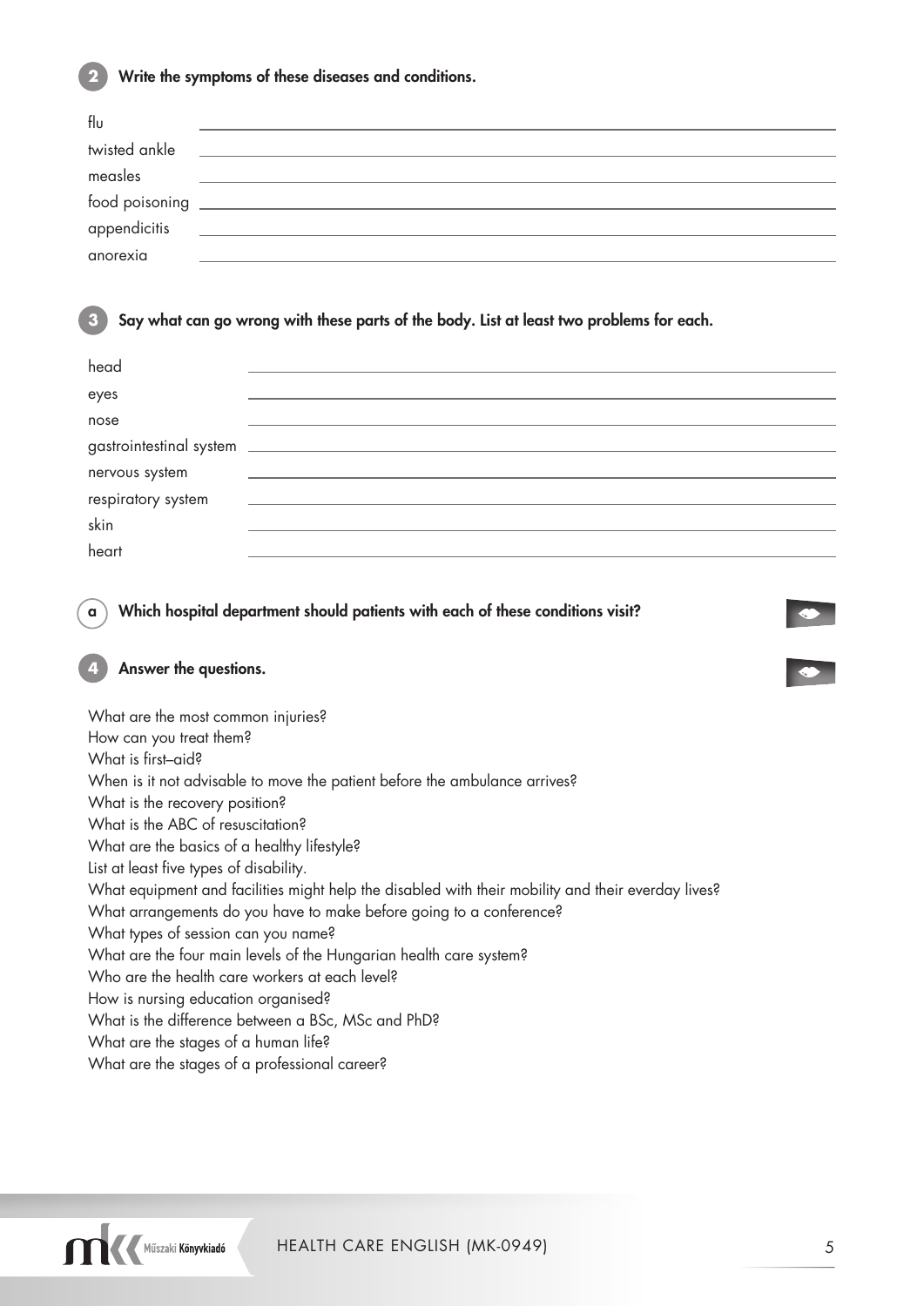**2** **Write the symptoms of these diseases and conditions.**

flu ______________________________

twisted ankle ______________________________

measles ______________________________

food poisoning ______________________________

appendicitis ______________________________

anorexia ______________________________

**3** **Say what can go wrong with these parts of the body. List at least two problems for each.**

head ______________________________

eyes ______________________________

nose ______________________________

gastrointestinal system ______________________________

nervous system ______________________________

respiratory system ______________________________

skin ______________________________

heart ______________________________

**a** **Which hospital department should patients with each of these conditions visit?**

**4** **Answer the questions.**

What are the most common injuries?
How can you treat them?
What is first–aid?
When is it not advisable to move the patient before the ambulance arrives?
What is the recovery position?
What is the ABC of resuscitation?
What are the basics of a healthy lifestyle?
List at least five types of disability.
What equipment and facilities might help the disabled with their mobility and their everday lives?
What arrangements do you have to make before going to a conference?
What types of session can you name?
What are the four main levels of the Hungarian health care system?
Who are the health care workers at each level?
How is nursing education organised?
What is the difference between a BSc, MSc and PhD?
What are the stages of a human life?
What are the stages of a professional career?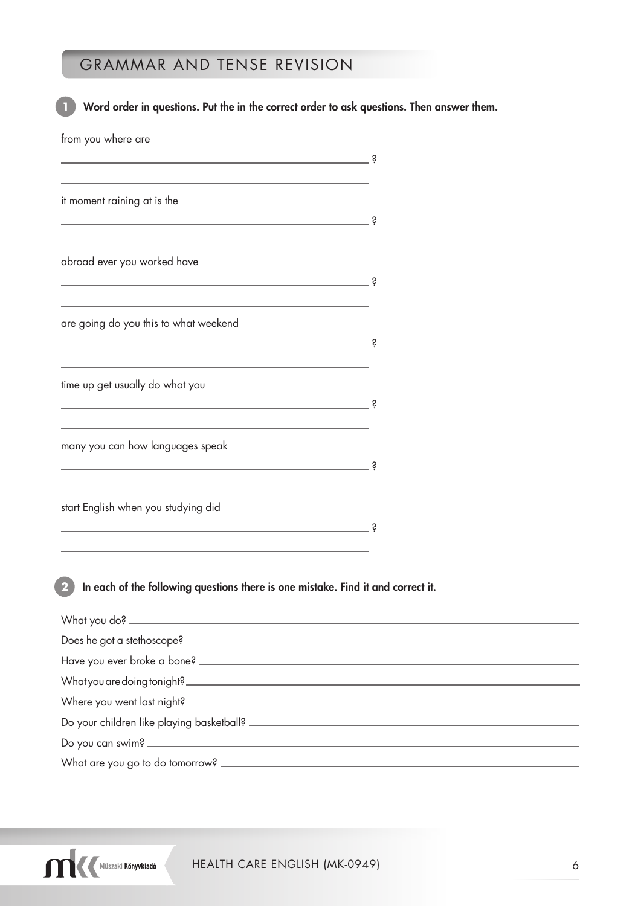## GRAMMAR AND TENSE REVISION

**1** **Word order in questions. Put the in the correct order to ask questions. Then answer them.**

from you where are

______________________________________________________ ?

______________________________________________________

it moment raining at is the

______________________________________________________ ?

______________________________________________________

abroad ever you worked have

______________________________________________________ ?

______________________________________________________

are going do you this to what weekend

______________________________________________________ ?

______________________________________________________

time up get usually do what you

______________________________________________________ ?

______________________________________________________

many you can how languages speak

______________________________________________________ ?

______________________________________________________

start English when you studying did

______________________________________________________ ?

______________________________________________________

**2** **In each of the following questions there is one mistake. Find it and correct it.**

What you do? ______________________________________________________

Does he got a stethoscope? ______________________________________________________

Have you ever broke a bone? ______________________________________________________

What you are doing tonight? ______________________________________________________

Where you went last night? ______________________________________________________

Do your children like playing basketball? ______________________________________________________

Do you can swim? ______________________________________________________

What are you go to do tomorrow? ______________________________________________________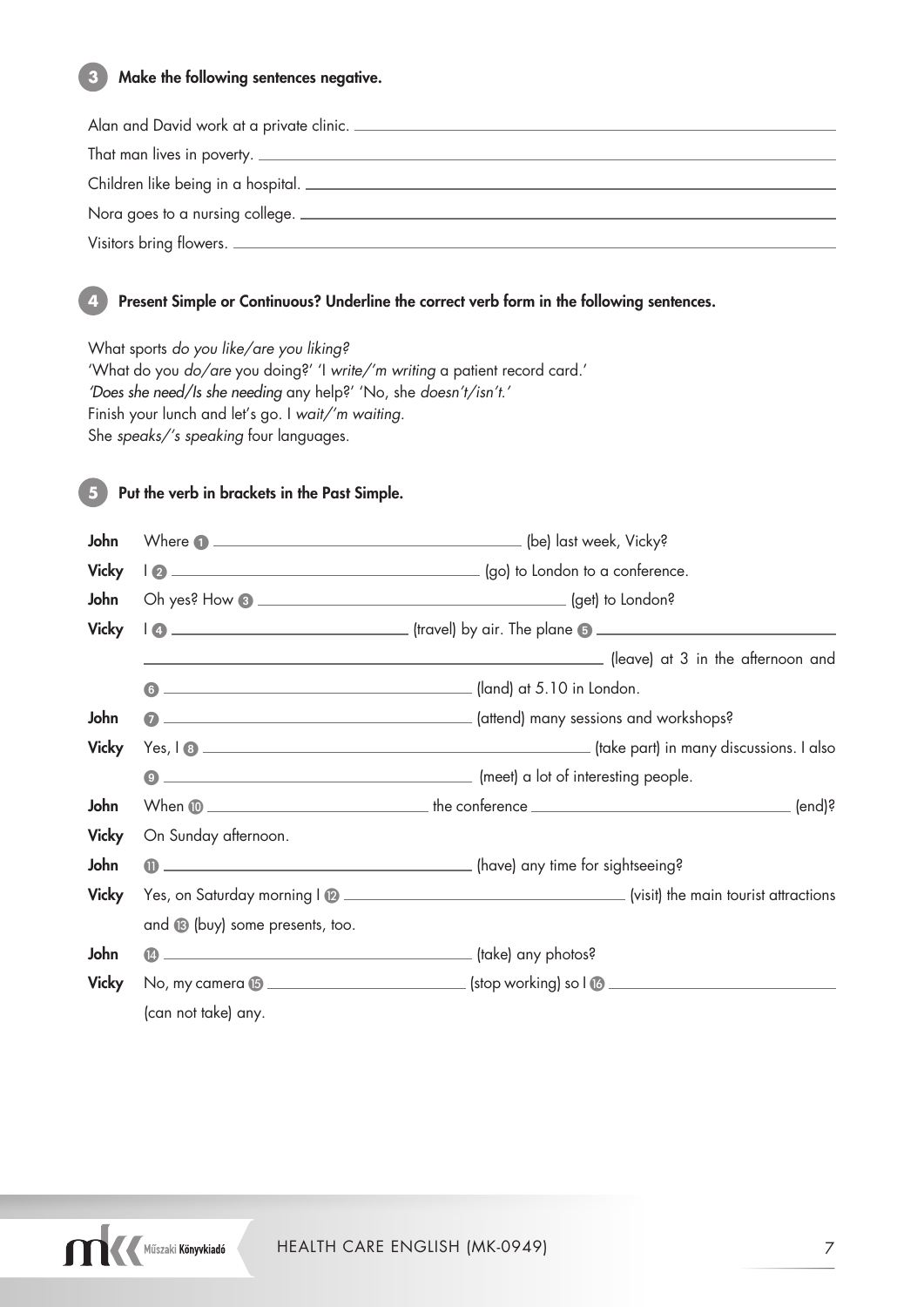## 3 Make the following sentences negative.

Alan and David work at a private clinic. ______________________________

That man lives in poverty. ______________________________

Children like being in a hospital. ______________________________

Nora goes to a nursing college. ______________________________

Visitors bring flowers. ______________________________

## 4 Present Simple or Continuous? Underline the correct verb form in the following sentences.

What sports *do you like/are you liking?*

'What do you *do/are* you doing?' 'I *write/'m writing* a patient record card.'

*'Does she need/Is she needing* any help?' 'No, she *doesn't/isn't.'*

Finish your lunch and let's go. I *wait/'m waiting.*

She *speaks/'s speaking* four languages.

## 5 Put the verb in brackets in the Past Simple.

**John** Where (1) ______________________ (be) last week, Vicky?

**Vicky** I (2) ______________________ (go) to London to a conference.

**John** Oh yes? How (3) ______________________ (get) to London?

**Vicky** I (4) ______________________ (travel) by air. The plane (5) ______________________ (leave) at 3 in the afternoon and (6) ______________________ (land) at 5.10 in London.

**John** (7) ______________________ (attend) many sessions and workshops?

**Vicky** Yes, I (8) ______________________ (take part) in many discussions. I also (9) ______________________ (meet) a lot of interesting people.

**John** When (10) ____________ the conference ____________ (end)?

**Vicky** On Sunday afternoon.

**John** (11) ______________________ (have) any time for sightseeing?

**Vicky** Yes, on Saturday morning I (12) ______________________ (visit) the main tourist attractions and (13) (buy) some presents, too.

**John** (14) ______________________ (take) any photos?

**Vicky** No, my camera (15) ______________________ (stop working) so I (16) ______________________ (can not take) any.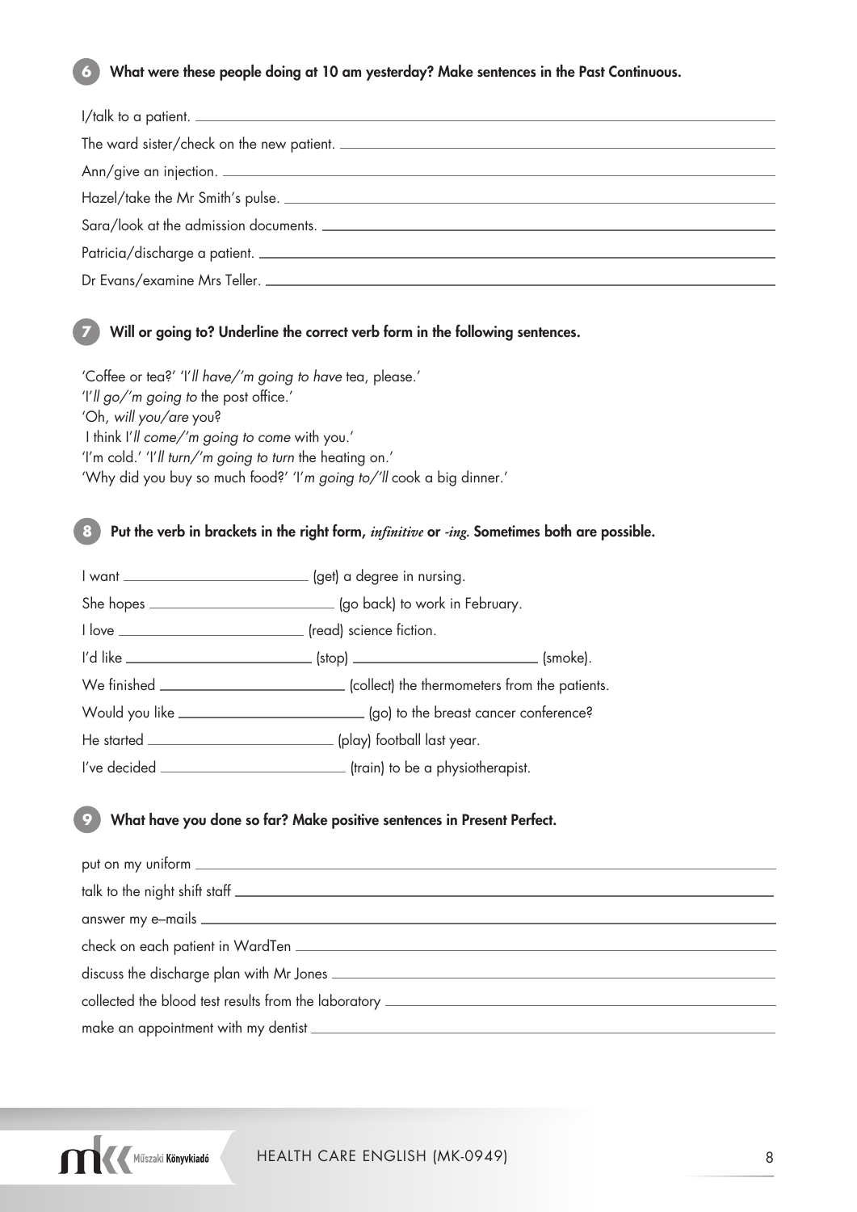**6** **What were these people doing at 10 am yesterday? Make sentences in the Past Continuous.**

I/talk to a patient. ______________________________

The ward sister/check on the new patient. ______________________________

Ann/give an injection. ______________________________

Hazel/take the Mr Smith's pulse. ______________________________

Sara/look at the admission documents. ______________________________

Patricia/discharge a patient. ______________________________

Dr Evans/examine Mrs Teller. ______________________________

**7** **Will or going to? Underline the correct verb form in the following sentences.**

'Coffee or tea?' 'I'*ll have/'m going to have* tea, please.'
'I'*ll go/'m going to* the post office.'
'Oh, *will you/are* you?
I think I'*ll come/'m going to come* with you.'
'I'm cold.' 'I'*ll turn/'m going to turn* the heating on.'
'Why did you buy so much food?' 'I'*m going to/'ll* cook a big dinner.'

**8** **Put the verb in brackets in the right form, *infinitive* or *-ing*. Sometimes both are possible.**

I want ______________ (get) a degree in nursing.

She hopes ______________ (go back) to work in February.

I love ______________ (read) science fiction.

I'd like ______________ (stop) ______________ (smoke).

We finished ______________ (collect) the thermometers from the patients.

Would you like ______________ (go) to the breast cancer conference?

He started ______________ (play) football last year.

I've decided ______________ (train) to be a physiotherapist.

**9** **What have you done so far? Make positive sentences in Present Perfect.**

put on my uniform ______________________________

talk to the night shift staff ______________________________

answer my e–mails ______________________________

check on each patient in WardTen ______________________________

discuss the discharge plan with Mr Jones ______________________________

collected the blood test results from the laboratory ______________________________

make an appointment with my dentist ______________________________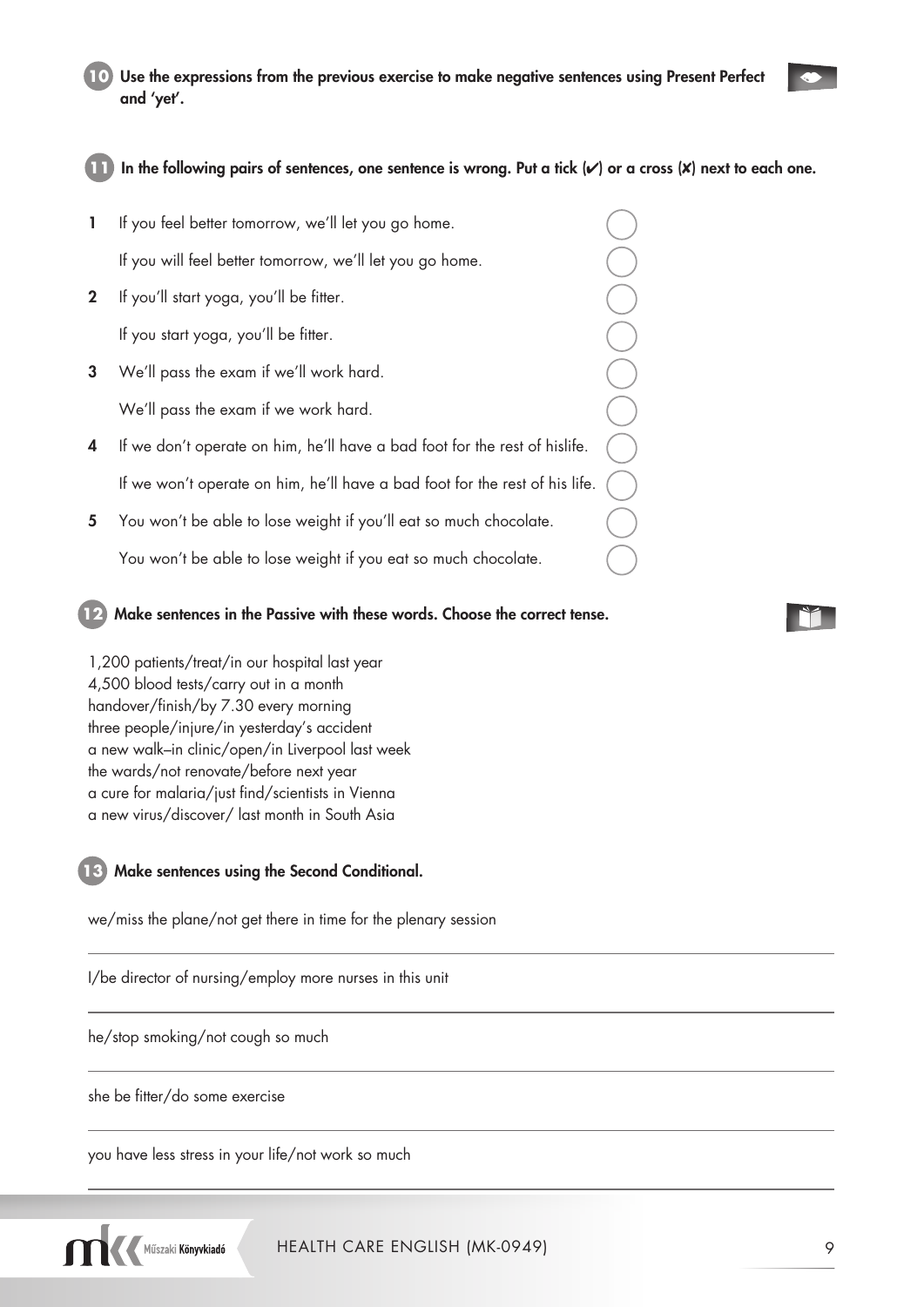**10** **Use the expressions from the previous exercise to make negative sentences using Present Perfect and 'yet'.**

**11** **In the following pairs of sentences, one sentence is wrong. Put a tick (✔) or a cross (✘) next to each one.**

1. If you feel better tomorrow, we'll let you go home. ◯
   If you will feel better tomorrow, we'll let you go home. ◯
2. If you'll start yoga, you'll be fitter. ◯
   If you start yoga, you'll be fitter. ◯
3. We'll pass the exam if we'll work hard. ◯
   We'll pass the exam if we work hard. ◯
4. If we don't operate on him, he'll have a bad foot for the rest of hislife. ◯
   If we won't operate on him, he'll have a bad foot for the rest of his life. ◯
5. You won't be able to lose weight if you'll eat so much chocolate. ◯
   You won't be able to lose weight if you eat so much chocolate. ◯

**12** **Make sentences in the Passive with these words. Choose the correct tense.**

1,200 patients/treat/in our hospital last year
4,500 blood tests/carry out in a month
handover/finish/by 7.30 every morning
three people/injure/in yesterday's accident
a new walk–in clinic/open/in Liverpool last week
the wards/not renovate/before next year
a cure for malaria/just find/scientists in Vienna
a new virus/discover/ last month in South Asia

**13** **Make sentences using the Second Conditional.**

we/miss the plane/not get there in time for the plenary session

---

I/be director of nursing/employ more nurses in this unit

---

he/stop smoking/not cough so much

---

she be fitter/do some exercise

---

you have less stress in your life/not work so much

---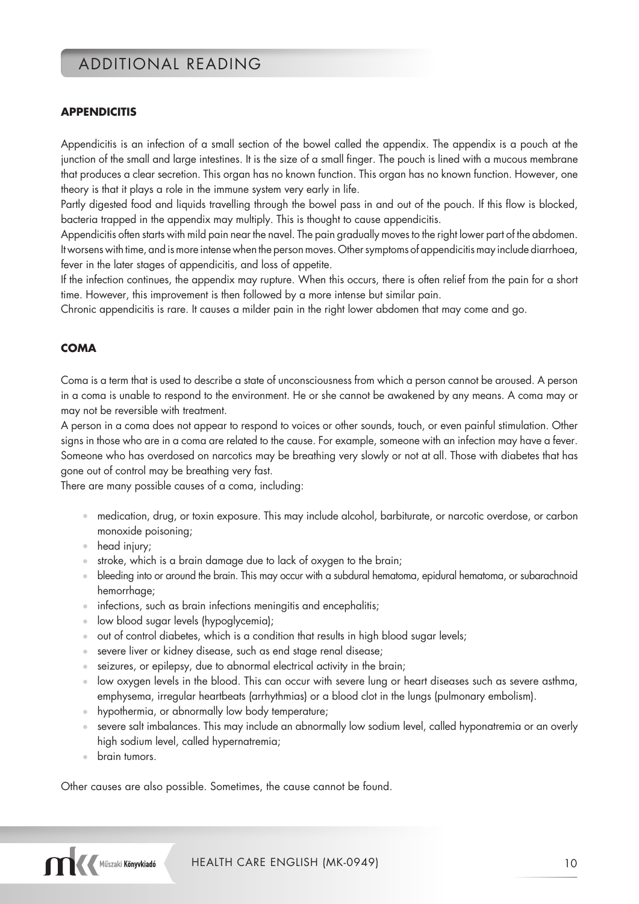# ADDITIONAL READING

## APPENDICITIS

Appendicitis is an infection of a small section of the bowel called the appendix. The appendix is a pouch at the junction of the small and large intestines. It is the size of a small finger. The pouch is lined with a mucous membrane that produces a clear secretion. This organ has no known function. This organ has no known function. However, one theory is that it plays a role in the immune system very early in life.

Partly digested food and liquids travelling through the bowel pass in and out of the pouch. If this flow is blocked, bacteria trapped in the appendix may multiply. This is thought to cause appendicitis.

Appendicitis often starts with mild pain near the navel. The pain gradually moves to the right lower part of the abdomen. It worsens with time, and is more intense when the person moves. Other symptoms of appendicitis may include diarrhoea, fever in the later stages of appendicitis, and loss of appetite.

If the infection continues, the appendix may rupture. When this occurs, there is often relief from the pain for a short time. However, this improvement is then followed by a more intense but similar pain.

Chronic appendicitis is rare. It causes a milder pain in the right lower abdomen that may come and go.

## COMA

Coma is a term that is used to describe a state of unconsciousness from which a person cannot be aroused. A person in a coma is unable to respond to the environment. He or she cannot be awakened by any means. A coma may or may not be reversible with treatment.

A person in a coma does not appear to respond to voices or other sounds, touch, or even painful stimulation. Other signs in those who are in a coma are related to the cause. For example, someone with an infection may have a fever. Someone who has overdosed on narcotics may be breathing very slowly or not at all. Those with diabetes that has gone out of control may be breathing very fast.

There are many possible causes of a coma, including:

- medication, drug, or toxin exposure. This may include alcohol, barbiturate, or narcotic overdose, or carbon monoxide poisoning;
- head injury;
- stroke, which is a brain damage due to lack of oxygen to the brain;
- bleeding into or around the brain. This may occur with a subdural hematoma, epidural hematoma, or subarachnoid hemorrhage;
- infections, such as brain infections meningitis and encephalitis;
- low blood sugar levels (hypoglycemia);
- out of control diabetes, which is a condition that results in high blood sugar levels;
- severe liver or kidney disease, such as end stage renal disease;
- seizures, or epilepsy, due to abnormal electrical activity in the brain;
- low oxygen levels in the blood. This can occur with severe lung or heart diseases such as severe asthma, emphysema, irregular heartbeats (arrhythmias) or a blood clot in the lungs (pulmonary embolism).
- hypothermia, or abnormally low body temperature;
- severe salt imbalances. This may include an abnormally low sodium level, called hyponatremia or an overly high sodium level, called hypernatremia;
- brain tumors.

Other causes are also possible. Sometimes, the cause cannot be found.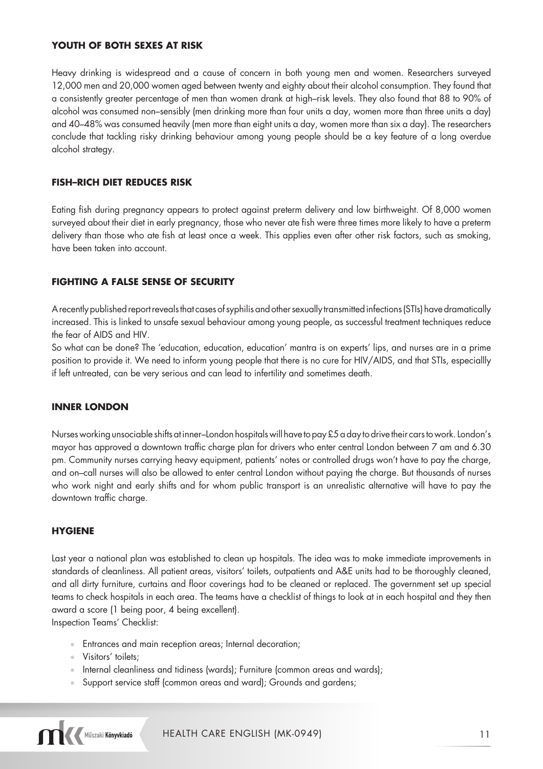### YOUTH OF BOTH SEXES AT RISK

Heavy drinking is widespread and a cause of concern in both young men and women. Researchers surveyed 12,000 men and 20,000 women aged between twenty and eighty about their alcohol consumption. They found that a consistently greater percentage of men than women drank at high–risk levels. They also found that 88 to 90% of alcohol was consumed non–sensibly (men drinking more than four units a day, women more than three units a day) and 40–48% was consumed heavily (men more than eight units a day, women more than six a day). The researchers conclude that tackling risky drinking behaviour among young people should be a key feature of a long overdue alcohol strategy.

### FISH–RICH DIET REDUCES RISK

Eating fish during pregnancy appears to protect against preterm delivery and low birthweight. Of 8,000 women surveyed about their diet in early pregnancy, those who never ate fish were three times more likely to have a preterm delivery than those who ate fish at least once a week. This applies even after other risk factors, such as smoking, have been taken into account.

### FIGHTING A FALSE SENSE OF SECURITY

A recently published report reveals that cases of syphilis and other sexually transmitted infections (STIs) have dramatically increased. This is linked to unsafe sexual behaviour among young people, as successful treatment techniques reduce the fear of AIDS and HIV.

So what can be done? The 'education, education, education' mantra is on experts' lips, and nurses are in a prime position to provide it. We need to inform young people that there is no cure for HIV/AIDS, and that STIs, especiallly if left untreated, can be very serious and can lead to infertility and sometimes death.

### INNER LONDON

Nurses working unsociable shifts at inner–London hospitals will have to pay £5 a day to drive their cars to work. London's mayor has approved a downtown traffic charge plan for drivers who enter central London between 7 am and 6.30 pm. Community nurses carrying heavy equipment, patients' notes or controlled drugs won't have to pay the charge, and on–call nurses will also be allowed to enter central London without paying the charge. But thousands of nurses who work night and early shifts and for whom public transport is an unrealistic alternative will have to pay the downtown traffic charge.

### HYGIENE

Last year a national plan was established to clean up hospitals. The idea was to make immediate improvements in standards of cleanliness. All patient areas, visitors' toilets, outpatients and A&E units had to be thoroughly cleaned, and all dirty furniture, curtains and floor coverings had to be cleaned or replaced. The government set up special teams to check hospitals in each area. The teams have a checklist of things to look at in each hospital and they then award a score (1 being poor, 4 being excellent).

Inspection Teams' Checklist:

- Entrances and main reception areas; Internal decoration;
- Visitors' toilets;
- Internal cleanliness and tidiness (wards); Furniture (common areas and wards);
- Support service staff (common areas and ward); Grounds and gardens;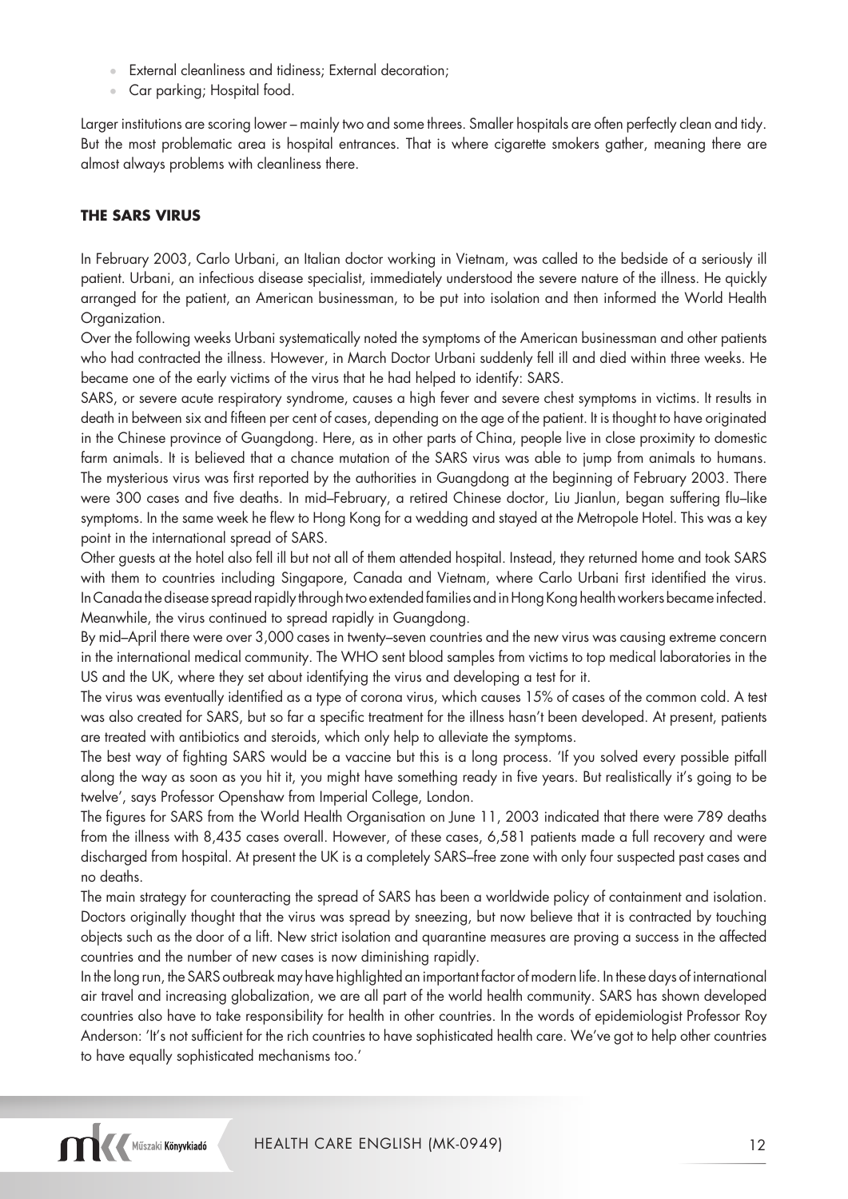- External cleanliness and tidiness; External decoration;
- Car parking; Hospital food.

Larger institutions are scoring lower – mainly two and some threes. Smaller hospitals are often perfectly clean and tidy. But the most problematic area is hospital entrances. That is where cigarette smokers gather, meaning there are almost always problems with cleanliness there.

## THE SARS VIRUS

In February 2003, Carlo Urbani, an Italian doctor working in Vietnam, was called to the bedside of a seriously ill patient. Urbani, an infectious disease specialist, immediately understood the severe nature of the illness. He quickly arranged for the patient, an American businessman, to be put into isolation and then informed the World Health Organization.

Over the following weeks Urbani systematically noted the symptoms of the American businessman and other patients who had contracted the illness. However, in March Doctor Urbani suddenly fell ill and died within three weeks. He became one of the early victims of the virus that he had helped to identify: SARS.

SARS, or severe acute respiratory syndrome, causes a high fever and severe chest symptoms in victims. It results in death in between six and fifteen per cent of cases, depending on the age of the patient. It is thought to have originated in the Chinese province of Guangdong. Here, as in other parts of China, people live in close proximity to domestic farm animals. It is believed that a chance mutation of the SARS virus was able to jump from animals to humans.

The mysterious virus was first reported by the authorities in Guangdong at the beginning of February 2003. There were 300 cases and five deaths. In mid–February, a retired Chinese doctor, Liu Jianlun, began suffering flu–like symptoms. In the same week he flew to Hong Kong for a wedding and stayed at the Metropole Hotel. This was a key point in the international spread of SARS.

Other guests at the hotel also fell ill but not all of them attended hospital. Instead, they returned home and took SARS with them to countries including Singapore, Canada and Vietnam, where Carlo Urbani first identified the virus. In Canada the disease spread rapidly through two extended families and in Hong Kong health workers became infected. Meanwhile, the virus continued to spread rapidly in Guangdong.

By mid–April there were over 3,000 cases in twenty–seven countries and the new virus was causing extreme concern in the international medical community. The WHO sent blood samples from victims to top medical laboratories in the US and the UK, where they set about identifying the virus and developing a test for it.

The virus was eventually identified as a type of corona virus, which causes 15% of cases of the common cold. A test was also created for SARS, but so far a specific treatment for the illness hasn't been developed. At present, patients are treated with antibiotics and steroids, which only help to alleviate the symptoms.

The best way of fighting SARS would be a vaccine but this is a long process. 'If you solved every possible pitfall along the way as soon as you hit it, you might have something ready in five years. But realistically it's going to be twelve', says Professor Openshaw from Imperial College, London.

The figures for SARS from the World Health Organisation on June 11, 2003 indicated that there were 789 deaths from the illness with 8,435 cases overall. However, of these cases, 6,581 patients made a full recovery and were discharged from hospital. At present the UK is a completely SARS–free zone with only four suspected past cases and no deaths.

The main strategy for counteracting the spread of SARS has been a worldwide policy of containment and isolation. Doctors originally thought that the virus was spread by sneezing, but now believe that it is contracted by touching objects such as the door of a lift. New strict isolation and quarantine measures are proving a success in the affected countries and the number of new cases is now diminishing rapidly.

In the long run, the SARS outbreak may have highlighted an important factor of modern life. In these days of international air travel and increasing globalization, we are all part of the world health community. SARS has shown developed countries also have to take responsibility for health in other countries. In the words of epidemiologist Professor Roy Anderson: 'It's not sufficient for the rich countries to have sophisticated health care. We've got to help other countries to have equally sophisticated mechanisms too.'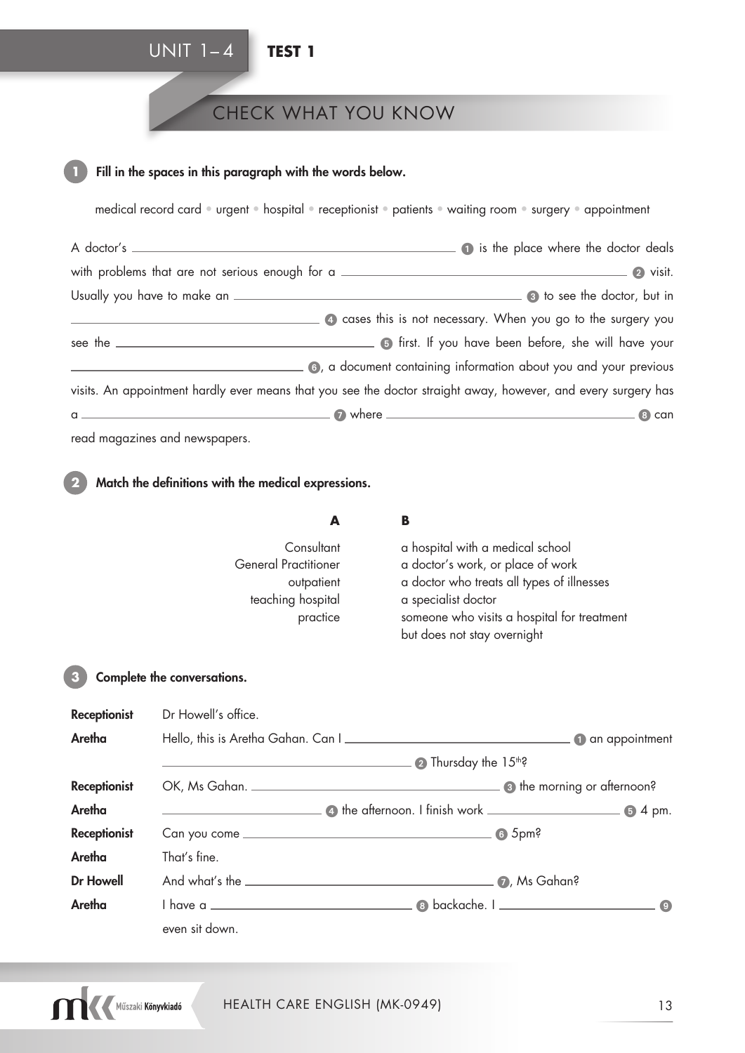UNIT 1–4 **TEST 1**

## CHECK WHAT YOU KNOW

### 1 Fill in the spaces in this paragraph with the words below.

medical record card • urgent • hospital • receptionist • patients • waiting room • surgery • appointment

A doctor's ______________________ (1) is the place where the doctor deals with problems that are not serious enough for a ______________________ (2) visit. Usually you have to make an ______________________ (3) to see the doctor, but in ______________________ (4) cases this is not necessary. When you go to the surgery you see the ______________________ (5) first. If you have been before, she will have your ______________________ (6), a document containing information about you and your previous visits. An appointment hardly ever means that you see the doctor straight away, however, and every surgery has a ______________________ (7) where ______________________ (8) can read magazines and newspapers.

### 2 Match the definitions with the medical expressions.

| A | B |
|---|---|
| Consultant | a hospital with a medical school |
| General Practitioner | a doctor's work, or place of work |
| outpatient | a doctor who treats all types of illnesses |
| teaching hospital | a specialist doctor |
| practice | someone who visits a hospital for treatment but does not stay overnight |

### 3 Complete the conversations.

**Receptionist** Dr Howell's office.

**Aretha** Hello, this is Aretha Gahan. Can I ______________________ (1) an appointment ______________________ (2) Thursday the 15th?

**Receptionist** OK, Ms Gahan. ______________________ (3) the morning or afternoon?

**Aretha** ______________________ (4) the afternoon. I finish work ______________________ (5) 4 pm.

**Receptionist** Can you come ______________________ (6) 5pm?

**Aretha** That's fine.

**Dr Howell** And what's the ______________________ (7), Ms Gahan?

**Aretha** I have a ______________________ (8) backache. I ______________________ (9) even sit down.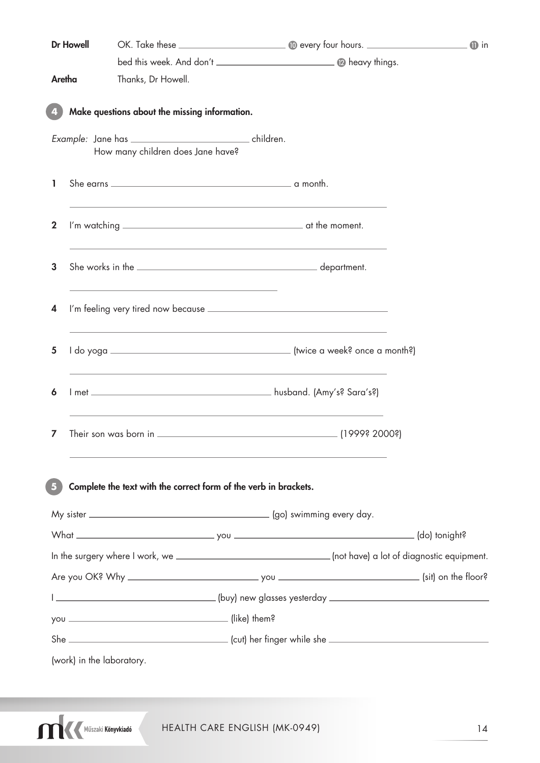**Dr Howell** OK. Take these ______________ ⑩ every four hours. ______________ ⑪ in bed this week. And don't ______________ ⑫ heavy things.

**Aretha** Thanks, Dr Howell.

## 4 Make questions about the missing information.

*Example:* Jane has ______________ children.
How many children does Jane have?

1 She earns ______________ a month.

______________

2 I'm watching ______________ at the moment.

______________

3 She works in the ______________ department.

______________

4 I'm feeling very tired now because ______________

______________

5 I do yoga ______________ (twice a week? once a month?)

______________

6 I met ______________ husband. (Amy's? Sara's?)

______________

7 Their son was born in ______________ (1999? 2000?)

______________

## 5 Complete the text with the correct form of the verb in brackets.

My sister ______________ (go) swimming every day.

What ______________ you ______________ (do) tonight?

In the surgery where I work, we ______________ (not have) a lot of diagnostic equipment.

Are you OK? Why ______________ you ______________ (sit) on the floor?

I ______________ (buy) new glasses yesterday ______________ you ______________ (like) them?

She ______________ (cut) her finger while she ______________ (work) in the laboratory.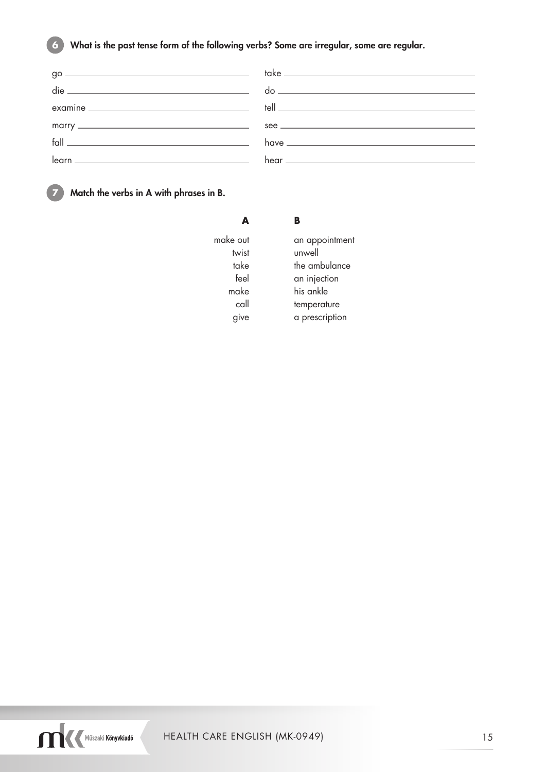**6** **What is the past tense form of the following verbs? Some are irregular, some are regular.**

| | |
|---|---|
| go ______________________ | take ______________________ |
| die ______________________ | do ______________________ |
| examine ______________________ | tell ______________________ |
| marry ______________________ | see ______________________ |
| fall ______________________ | have ______________________ |
| learn ______________________ | hear ______________________ |

**7** **Match the verbs in A with phrases in B.**

| A | B |
|---|---|
| make out | an appointment |
| twist | unwell |
| take | the ambulance |
| feel | an injection |
| make | his ankle |
| call | temperature |
| give | a prescription |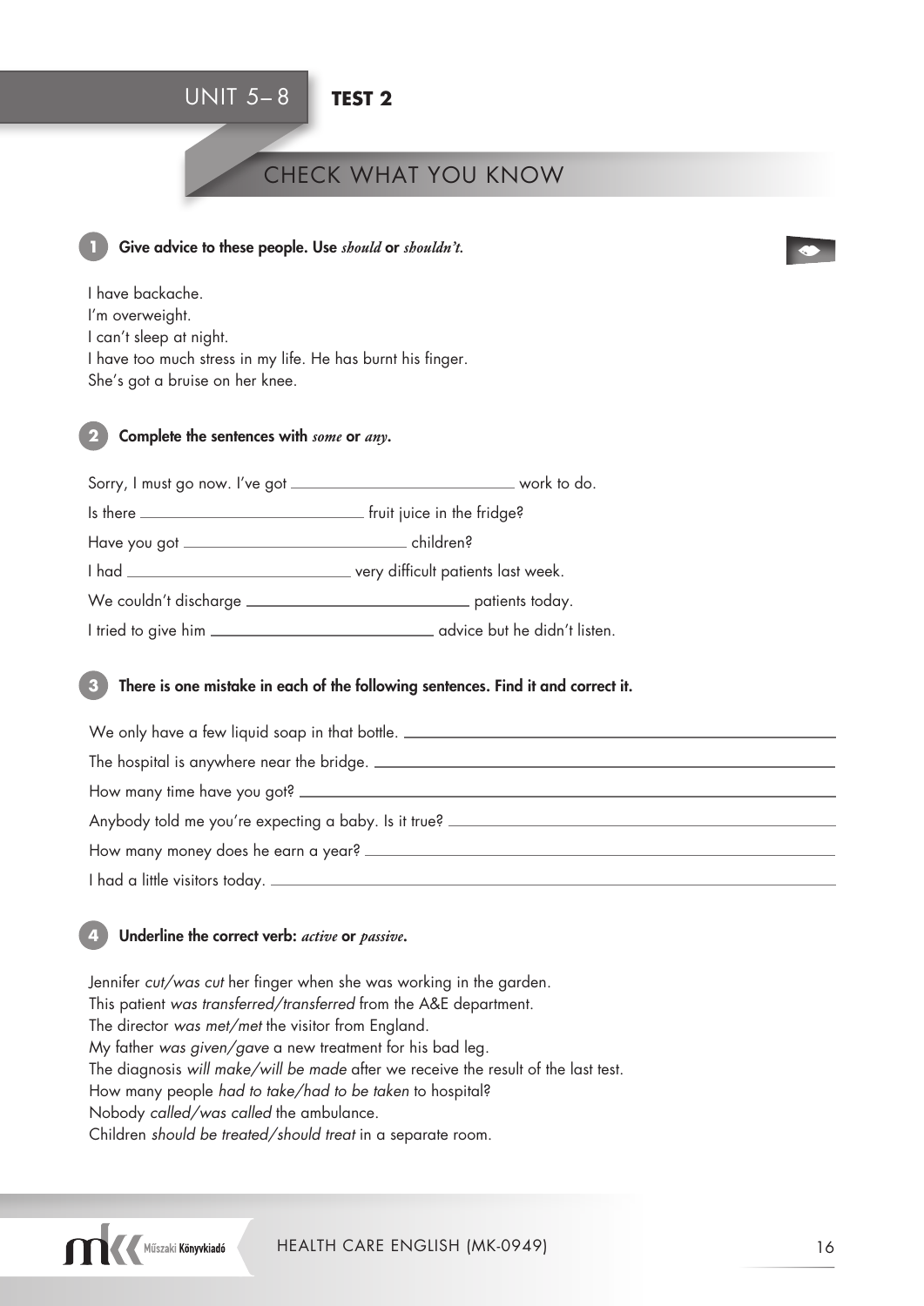# UNIT 5–8 TEST 2

## CHECK WHAT YOU KNOW

**1** **Give advice to these people. Use *should* or *shouldn't*.**

I have backache.
I'm overweight.
I can't sleep at night.
I have too much stress in my life. He has burnt his finger.
She's got a bruise on her knee.

**2** **Complete the sentences with *some* or *any*.**

Sorry, I must go now. I've got ______________________ work to do.
Is there ______________________ fruit juice in the fridge?
Have you got ______________________ children?
I had ______________________ very difficult patients last week.
We couldn't discharge ______________________ patients today.
I tried to give him ______________________ advice but he didn't listen.

**3** **There is one mistake in each of the following sentences. Find it and correct it.**

We only have a few liquid soap in that bottle. ______________________
The hospital is anywhere near the bridge. ______________________
How many time have you got? ______________________
Anybody told me you're expecting a baby. Is it true? ______________________
How many money does he earn a year? ______________________
I had a little visitors today. ______________________

**4** **Underline the correct verb: *active* or *passive*.**

Jennifer *cut/was cut* her finger when she was working in the garden.
This patient *was transferred/transferred* from the A&E department.
The director *was met/met* the visitor from England.
My father *was given/gave* a new treatment for his bad leg.
The diagnosis *will make/will be made* after we receive the result of the last test.
How many people *had to take/had to be taken* to hospital?
Nobody *called/was called* the ambulance.
Children *should be treated/should treat* in a separate room.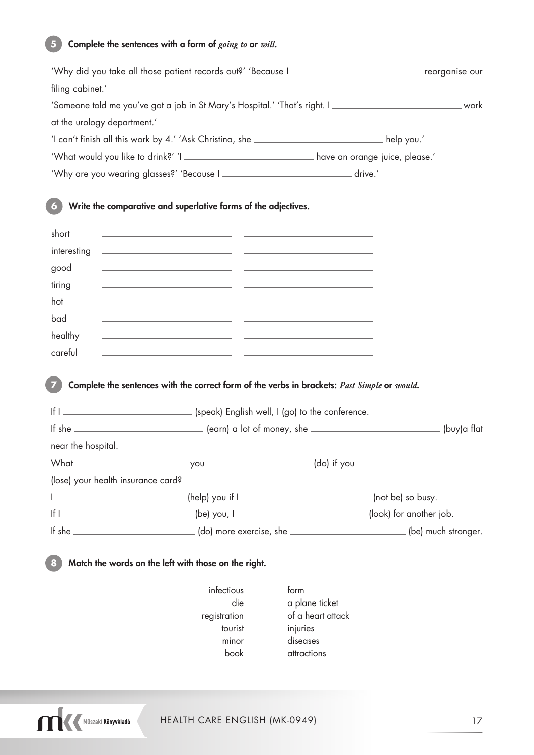## 5 Complete the sentences with a form of *going to* or *will*.

'Why did you take all those patient records out?' 'Because I ______________________ reorganise our filing cabinet.'

'Someone told me you've got a job in St Mary's Hospital.' 'That's right. I ______________________ work at the urology department.'

'I can't finish all this work by 4.' 'Ask Christina, she ______________________ help you.'

'What would you like to drink?' 'I ______________________ have an orange juice, please.'

'Why are you wearing glasses?' 'Because I ______________________ drive.'

## 6 Write the comparative and superlative forms of the adjectives.

| | | |
|---|---|---|
| short | ______________ | ______________ |
| interesting | ______________ | ______________ |
| good | ______________ | ______________ |
| tiring | ______________ | ______________ |
| hot | ______________ | ______________ |
| bad | ______________ | ______________ |
| healthy | ______________ | ______________ |
| careful | ______________ | ______________ |

## 7 Complete the sentences with the correct form of the verbs in brackets: *Past Simple* or *would*.

If I ______________________ (speak) English well, I (go) to the conference.

If she ______________________ (earn) a lot of money, she ______________________ (buy)a flat near the hospital.

What ______________________ you ______________________ (do) if you ______________________ (lose) your health insurance card?

I ______________________ (help) you if I ______________________ (not be) so busy.

If I ______________________ (be) you, I ______________________ (look) for another job.

If she ______________________ (do) more exercise, she ______________________ (be) much stronger.

## 8 Match the words on the left with those on the right.

| | |
|---|---|
| infectious | form |
| die | a plane ticket |
| registration | of a heart attack |
| tourist | injuries |
| minor | diseases |
| book | attractions |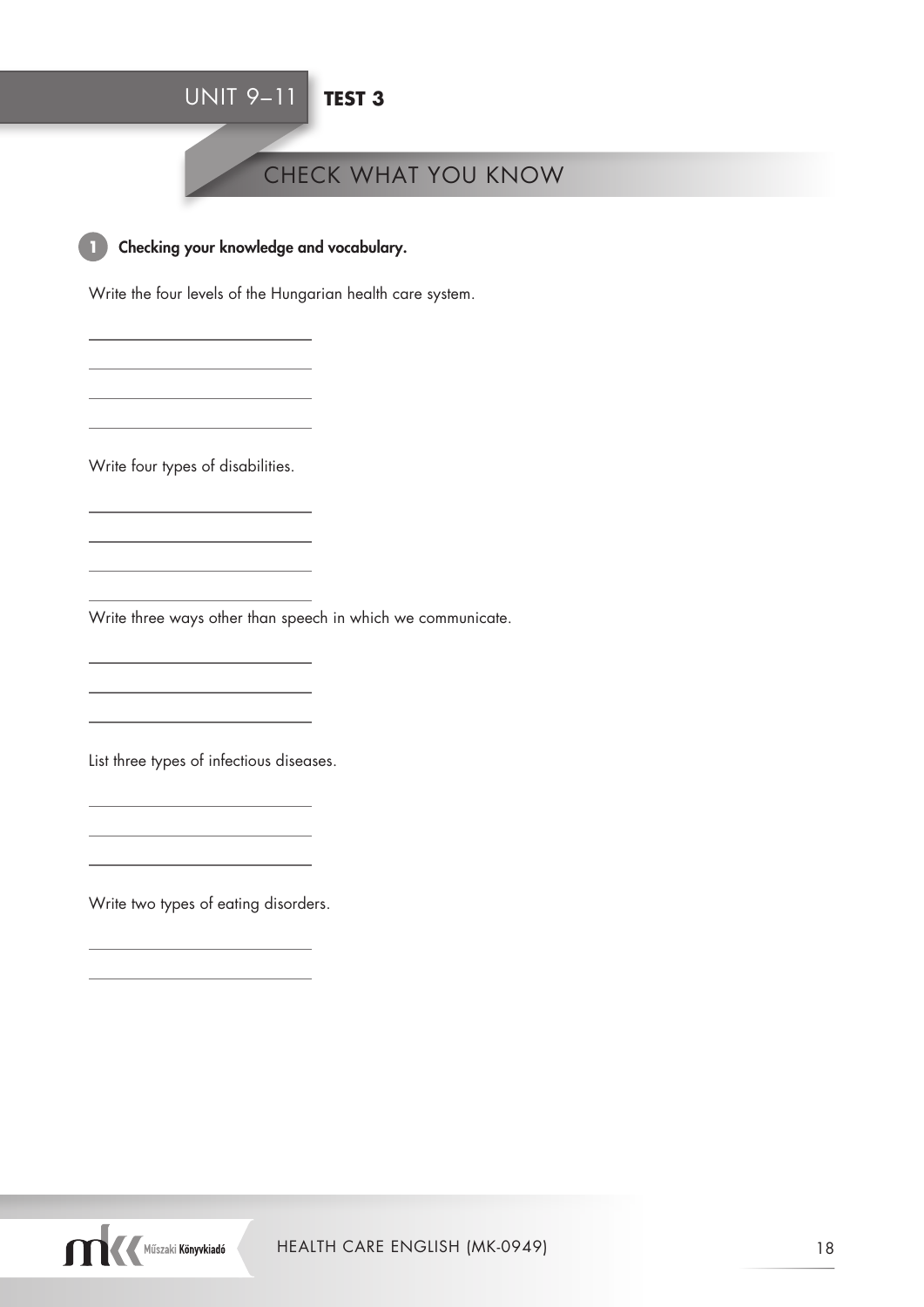# UNIT 9–11 TEST 3

## CHECK WHAT YOU KNOW

**1 Checking your knowledge and vocabulary.**

Write the four levels of the Hungarian health care system.

\_\_\_\_\_\_\_\_\_\_\_\_\_\_\_\_\_\_\_\_\_\_\_\_

\_\_\_\_\_\_\_\_\_\_\_\_\_\_\_\_\_\_\_\_\_\_\_\_

\_\_\_\_\_\_\_\_\_\_\_\_\_\_\_\_\_\_\_\_\_\_\_\_

\_\_\_\_\_\_\_\_\_\_\_\_\_\_\_\_\_\_\_\_\_\_\_\_

Write four types of disabilities.

\_\_\_\_\_\_\_\_\_\_\_\_\_\_\_\_\_\_\_\_\_\_\_\_

\_\_\_\_\_\_\_\_\_\_\_\_\_\_\_\_\_\_\_\_\_\_\_\_

\_\_\_\_\_\_\_\_\_\_\_\_\_\_\_\_\_\_\_\_\_\_\_\_

\_\_\_\_\_\_\_\_\_\_\_\_\_\_\_\_\_\_\_\_\_\_\_\_

Write three ways other than speech in which we communicate.

\_\_\_\_\_\_\_\_\_\_\_\_\_\_\_\_\_\_\_\_\_\_\_\_

\_\_\_\_\_\_\_\_\_\_\_\_\_\_\_\_\_\_\_\_\_\_\_\_

\_\_\_\_\_\_\_\_\_\_\_\_\_\_\_\_\_\_\_\_\_\_\_\_

List three types of infectious diseases.

\_\_\_\_\_\_\_\_\_\_\_\_\_\_\_\_\_\_\_\_\_\_\_\_

\_\_\_\_\_\_\_\_\_\_\_\_\_\_\_\_\_\_\_\_\_\_\_\_

\_\_\_\_\_\_\_\_\_\_\_\_\_\_\_\_\_\_\_\_\_\_\_\_

Write two types of eating disorders.

\_\_\_\_\_\_\_\_\_\_\_\_\_\_\_\_\_\_\_\_\_\_\_\_

\_\_\_\_\_\_\_\_\_\_\_\_\_\_\_\_\_\_\_\_\_\_\_\_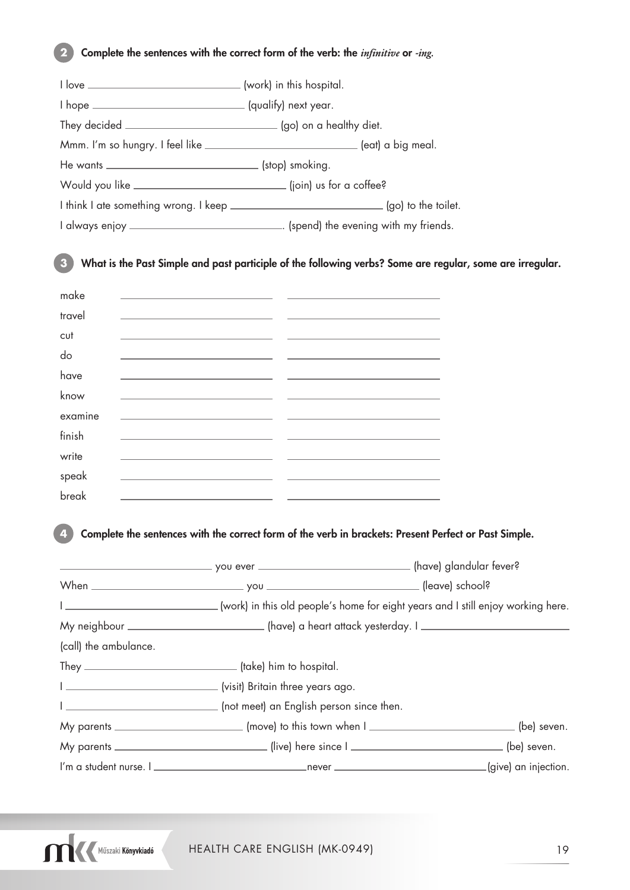**2** **Complete the sentences with the correct form of the verb: the *infinitive* or *-ing*.**

I love \_\_\_\_\_\_\_\_\_\_\_\_\_\_\_\_\_\_\_\_ (work) in this hospital.

I hope \_\_\_\_\_\_\_\_\_\_\_\_\_\_\_\_\_\_\_\_ (qualify) next year.

They decided \_\_\_\_\_\_\_\_\_\_\_\_\_\_\_\_\_\_\_\_ (go) on a healthy diet.

Mmm. I'm so hungry. I feel like \_\_\_\_\_\_\_\_\_\_\_\_\_\_\_\_\_\_\_\_ (eat) a big meal.

He wants \_\_\_\_\_\_\_\_\_\_\_\_\_\_\_\_\_\_\_\_ (stop) smoking.

Would you like \_\_\_\_\_\_\_\_\_\_\_\_\_\_\_\_\_\_\_\_ (join) us for a coffee?

I think I ate something wrong. I keep \_\_\_\_\_\_\_\_\_\_\_\_\_\_\_\_\_\_\_\_ (go) to the toilet.

I always enjoy \_\_\_\_\_\_\_\_\_\_\_\_\_\_\_\_\_\_\_\_. (spend) the evening with my friends.

**3** **What is the Past Simple and past participle of the following verbs? Some are regular, some are irregular.**

| | | |
|---|---|---|
| make | \_\_\_\_\_\_\_\_\_\_\_\_ | \_\_\_\_\_\_\_\_\_\_\_\_ |
| travel | \_\_\_\_\_\_\_\_\_\_\_\_ | \_\_\_\_\_\_\_\_\_\_\_\_ |
| cut | \_\_\_\_\_\_\_\_\_\_\_\_ | \_\_\_\_\_\_\_\_\_\_\_\_ |
| do | \_\_\_\_\_\_\_\_\_\_\_\_ | \_\_\_\_\_\_\_\_\_\_\_\_ |
| have | \_\_\_\_\_\_\_\_\_\_\_\_ | \_\_\_\_\_\_\_\_\_\_\_\_ |
| know | \_\_\_\_\_\_\_\_\_\_\_\_ | \_\_\_\_\_\_\_\_\_\_\_\_ |
| examine | \_\_\_\_\_\_\_\_\_\_\_\_ | \_\_\_\_\_\_\_\_\_\_\_\_ |
| finish | \_\_\_\_\_\_\_\_\_\_\_\_ | \_\_\_\_\_\_\_\_\_\_\_\_ |
| write | \_\_\_\_\_\_\_\_\_\_\_\_ | \_\_\_\_\_\_\_\_\_\_\_\_ |
| speak | \_\_\_\_\_\_\_\_\_\_\_\_ | \_\_\_\_\_\_\_\_\_\_\_\_ |
| break | \_\_\_\_\_\_\_\_\_\_\_\_ | \_\_\_\_\_\_\_\_\_\_\_\_ |

**4** **Complete the sentences with the correct form of the verb in brackets: Present Perfect or Past Simple.**

\_\_\_\_\_\_\_\_\_\_\_\_\_\_\_\_\_\_\_\_ you ever \_\_\_\_\_\_\_\_\_\_\_\_\_\_\_\_\_\_\_\_ (have) glandular fever?

When \_\_\_\_\_\_\_\_\_\_\_\_\_\_\_\_\_\_\_\_ you \_\_\_\_\_\_\_\_\_\_\_\_\_\_\_\_\_\_\_\_ (leave) school?

I \_\_\_\_\_\_\_\_\_\_\_\_\_\_\_\_\_\_\_\_ (work) in this old people's home for eight years and I still enjoy working here.

My neighbour \_\_\_\_\_\_\_\_\_\_\_\_\_\_\_\_\_\_\_\_ (have) a heart attack yesterday. I \_\_\_\_\_\_\_\_\_\_\_\_\_\_\_\_\_\_\_\_ (call) the ambulance.

They \_\_\_\_\_\_\_\_\_\_\_\_\_\_\_\_\_\_\_\_ (take) him to hospital.

I \_\_\_\_\_\_\_\_\_\_\_\_\_\_\_\_\_\_\_\_ (visit) Britain three years ago.

I \_\_\_\_\_\_\_\_\_\_\_\_\_\_\_\_\_\_\_\_ (not meet) an English person since then.

My parents \_\_\_\_\_\_\_\_\_\_\_\_\_\_\_\_\_\_\_\_ (move) to this town when I \_\_\_\_\_\_\_\_\_\_\_\_\_\_\_\_\_\_\_\_ (be) seven.

My parents \_\_\_\_\_\_\_\_\_\_\_\_\_\_\_\_\_\_\_\_ (live) here since I \_\_\_\_\_\_\_\_\_\_\_\_\_\_\_\_\_\_\_\_ (be) seven.

I'm a student nurse. I \_\_\_\_\_\_\_\_\_\_\_\_\_\_\_\_\_\_\_\_never \_\_\_\_\_\_\_\_\_\_\_\_\_\_\_\_\_\_\_\_(give) an injection.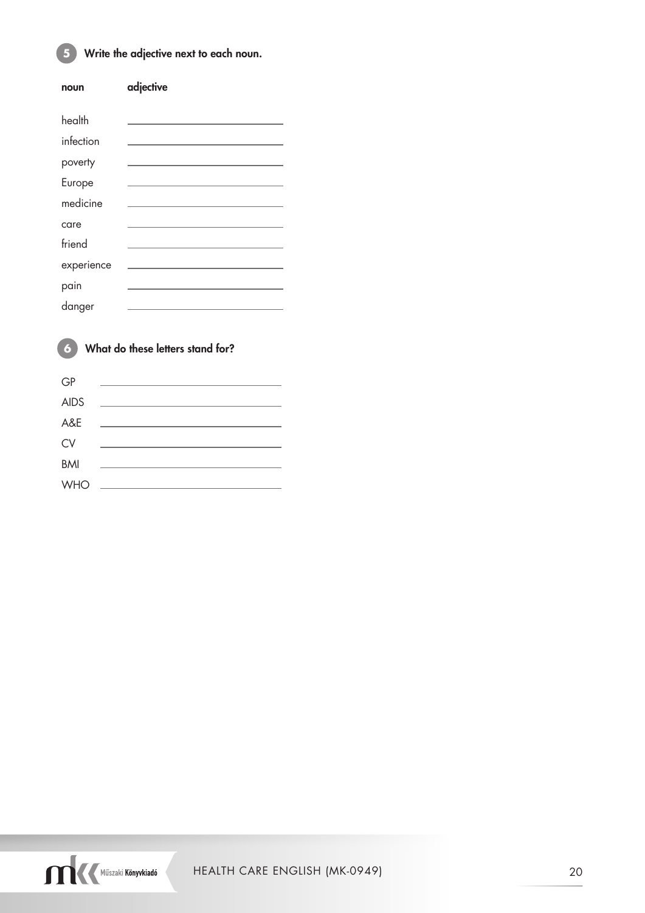## 5 Write the adjective next to each noun.

| noun | adjective |
| --- | --- |
| health | ______________________ |
| infection | ______________________ |
| poverty | ______________________ |
| Europe | ______________________ |
| medicine | ______________________ |
| care | ______________________ |
| friend | ______________________ |
| experience | ______________________ |
| pain | ______________________ |
| danger | ______________________ |

## 6 What do these letters stand for?

| | |
| --- | --- |
| GP | ______________________ |
| AIDS | ______________________ |
| A&E | ______________________ |
| CV | ______________________ |
| BMI | ______________________ |
| WHO | ______________________ |